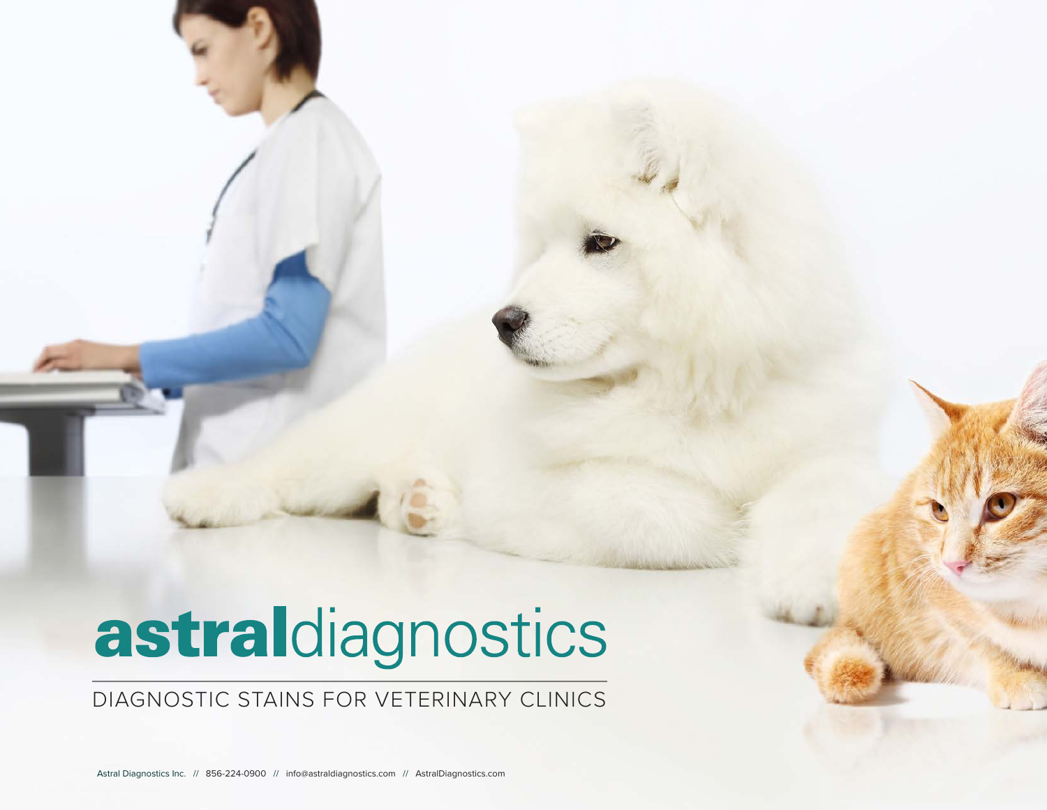# astraldiagnostics

## DIAGNOSTIC STAINS FOR VETERINARY CLINICS

Astral Diagnostics Inc. // 856-224-0900 // info@astraldiagnostics.com // AstralDiagnostics.com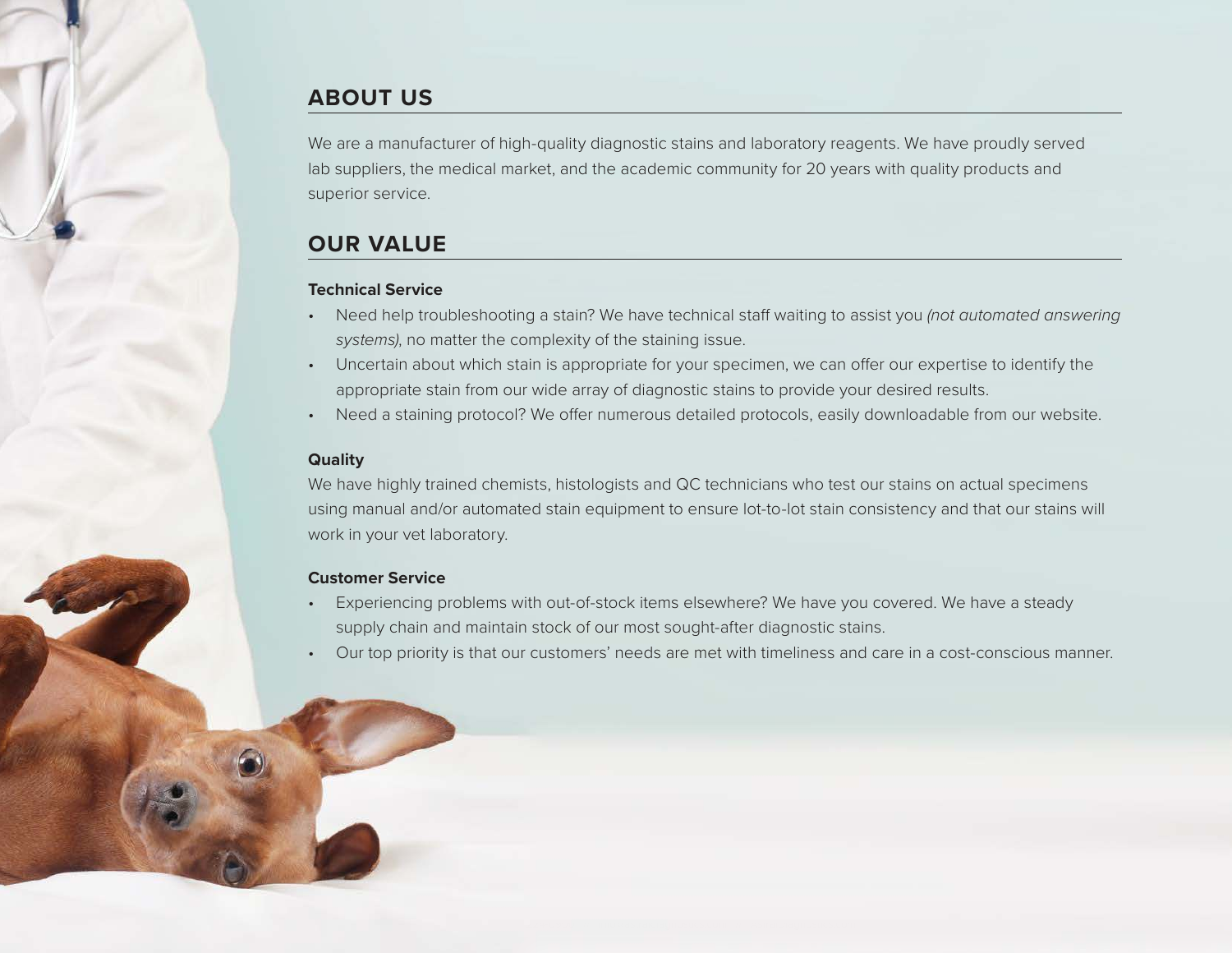## ABOUT US

We are a manufacturer of high-quality diagnostic stains and laboratory reagents. We have proudly served lab suppliers, the medical market, and the academic community for 20 years with quality products and superior service.

## OUR VALUE

### Technical Service

- Need help troubleshooting a stain? We have technical staff waiting to assist you *(not automated answering systems)*, no matter the complexity of the staining issue.
- Uncertain about which stain is appropriate for your specimen, we can offer our expertise to identify the appropriate stain from our wide array of diagnostic stains to provide your desired results.
- Need a staining protocol? We offer numerous detailed protocols, easily downloadable from our website.

### Quality

We have highly trained chemists, histologists and QC technicians who test our stains on actual specimens using manual and/or automated stain equipment to ensure lot-to-lot stain consistency and that our stains will work in your vet laboratory.

### Customer Service

- Experiencing problems with out-of-stock items elsewhere? We have you covered. We have a steady supply chain and maintain stock of our most sought-after diagnostic stains.
- Our top priority is that our customers' needs are met with timeliness and care in a cost-conscious manner.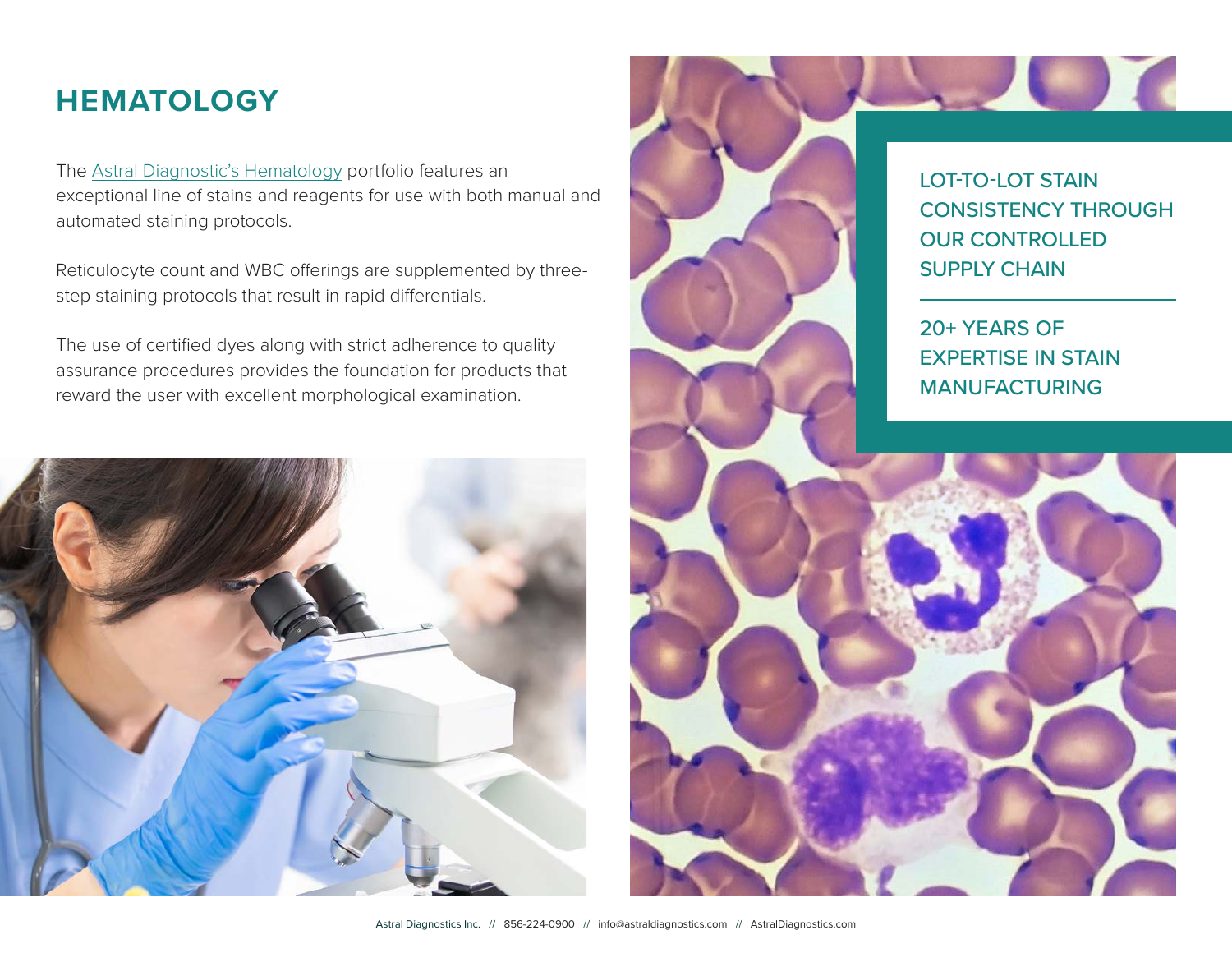# HEMATOLOGY

The Astral Diagnostic's Hematology portfolio features an exceptional line of stains and reagents for use with both manual and automated staining protocols.

Reticulocyte count and WBC offerings are supplemented by three-step staining protocols that result in rapid differentials.

The use of certified dyes along with strict adherence to quality assurance procedures provides the foundation for products that reward the user with excellent morphological examination.

LOT-TO-LOT STAIN CONSISTENCY THROUGH OUR CONTROLLED SUPPLY CHAIN

20+ YEARS OF EXPERTISE IN STAIN MANUFACTURING

Astral Diagnostics Inc. // 856-224-0900 // info@astraldiagnostics.com // AstralDiagnostics.com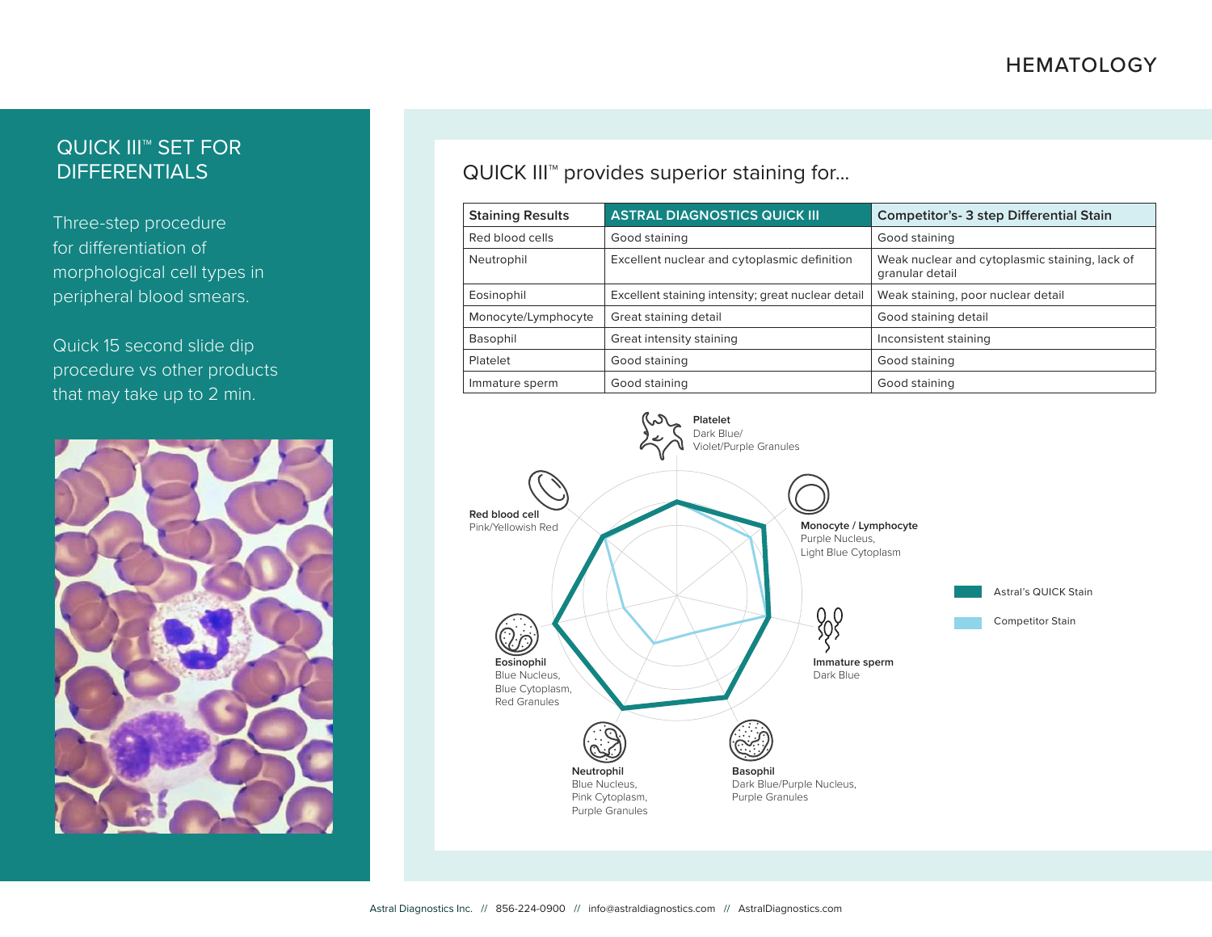## QUICK III™ SET FOR DIFFERENTIALS

Three-step procedure for differentiation of morphological cell types in peripheral blood smears.

Quick 15 second slide dip procedure vs other products that may take up to 2 min.

## QUICK III™ provides superior staining for...

| Staining Results | ASTRAL DIAGNOSTICS QUICK III | Competitor's- 3 step Differential Stain |
|---|---|---|
| Red blood cells | Good staining | Good staining |
| Neutrophil | Excellent nuclear and cytoplasmic definition | Weak nuclear and cytoplasmic staining, lack of granular detail |
| Eosinophil | Excellent staining intensity; great nuclear detail | Weak staining, poor nuclear detail |
| Monocyte/Lymphocyte | Great staining detail | Good staining detail |
| Basophil | Great intensity staining | Inconsistent staining |
| Platelet | Good staining | Good staining |
| Immature sperm | Good staining | Good staining |

**Platelet** Dark Blue/ Violet/Purple Granules

**Monocyte / Lymphocyte** Purple Nucleus, Light Blue Cytoplasm

**Immature sperm** Dark Blue

**Basophil** Dark Blue/Purple Nucleus, Purple Granules

**Neutrophil** Blue Nucleus, Pink Cytoplasm, Purple Granules

**Eosinophil** Blue Nucleus, Blue Cytoplasm, Red Granules

**Red blood cell** Pink/Yellowish Red

Astral's QUICK Stain

Competitor Stain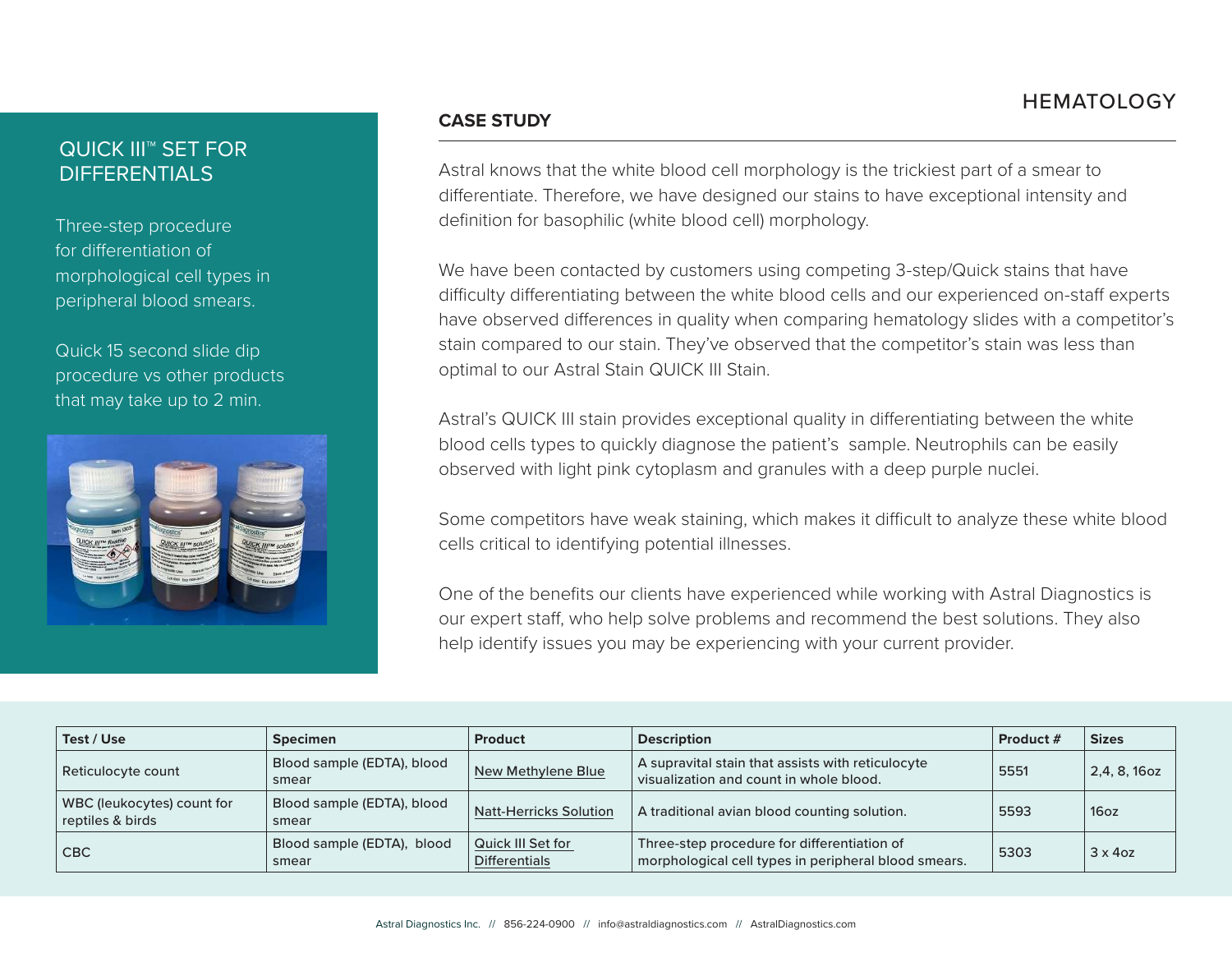# HEMATOLOGY

## QUICK III™ SET FOR DIFFERENTIALS

Three-step procedure for differentiation of morphological cell types in peripheral blood smears.

Quick 15 second slide dip procedure vs other products that may take up to 2 min.

## CASE STUDY

Astral knows that the white blood cell morphology is the trickiest part of a smear to differentiate. Therefore, we have designed our stains to have exceptional intensity and definition for basophilic (white blood cell) morphology.

We have been contacted by customers using competing 3-step/Quick stains that have difficulty differentiating between the white blood cells and our experienced on-staff experts have observed differences in quality when comparing hematology slides with a competitor's stain compared to our stain. They've observed that the competitor's stain was less than optimal to our Astral Stain QUICK III Stain.

Astral's QUICK III stain provides exceptional quality in differentiating between the white blood cells types to quickly diagnose the patient's sample. Neutrophils can be easily observed with light pink cytoplasm and granules with a deep purple nuclei.

Some competitors have weak staining, which makes it difficult to analyze these white blood cells critical to identifying potential illnesses.

One of the benefits our clients have experienced while working with Astral Diagnostics is our expert staff, who help solve problems and recommend the best solutions. They also help identify issues you may be experiencing with your current provider.

| Test / Use | Specimen | Product | Description | Product # | Sizes |
|---|---|---|---|---|---|
| Reticulocyte count | Blood sample (EDTA), blood smear | New Methylene Blue | A supravital stain that assists with reticulocyte visualization and count in whole blood. | 5551 | 2,4, 8, 16oz |
| WBC (leukocytes) count for reptiles & birds | Blood sample (EDTA), blood smear | Natt-Herricks Solution | A traditional avian blood counting solution. | 5593 | 16oz |
| CBC | Blood sample (EDTA), blood smear | Quick III Set for Differentials | Three-step procedure for differentiation of morphological cell types in peripheral blood smears. | 5303 | 3 x 4oz |

Astral Diagnostics Inc. // 856-224-0900 // info@astraldiagnostics.com // AstralDiagnostics.com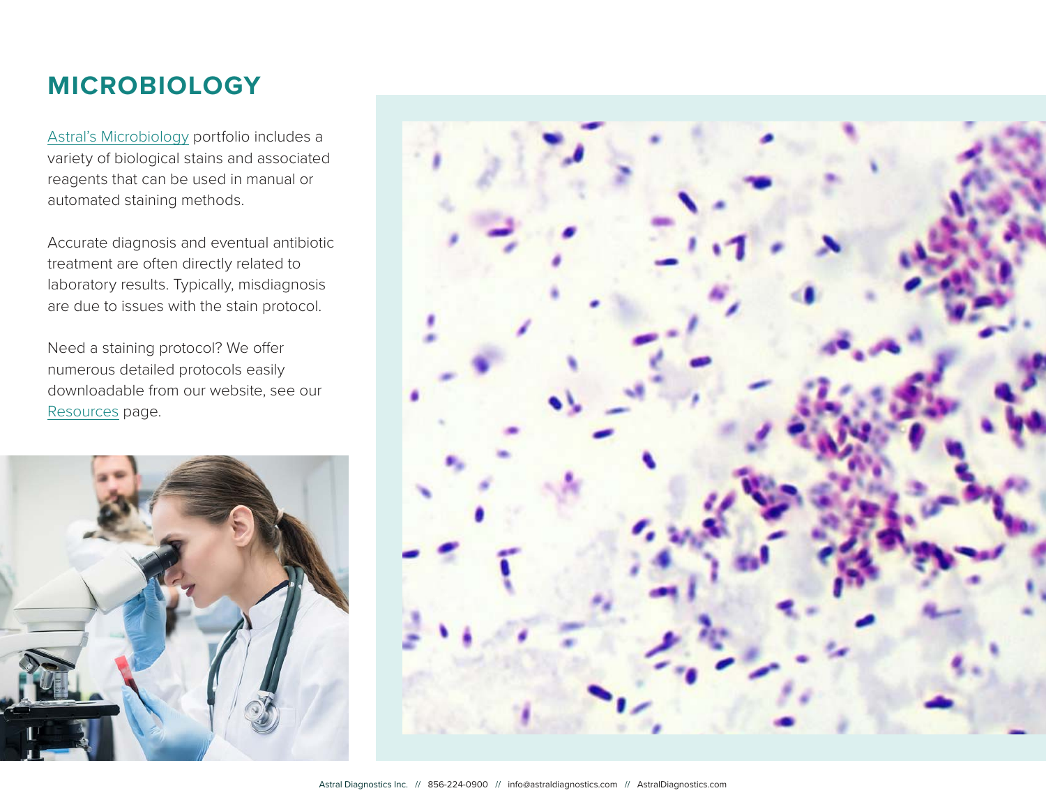# MICROBIOLOGY

Astral's Microbiology portfolio includes a variety of biological stains and associated reagents that can be used in manual or automated staining methods.

Accurate diagnosis and eventual antibiotic treatment are often directly related to laboratory results. Typically, misdiagnosis are due to issues with the stain protocol.

Need a staining protocol? We offer numerous detailed protocols easily downloadable from our website, see our Resources page.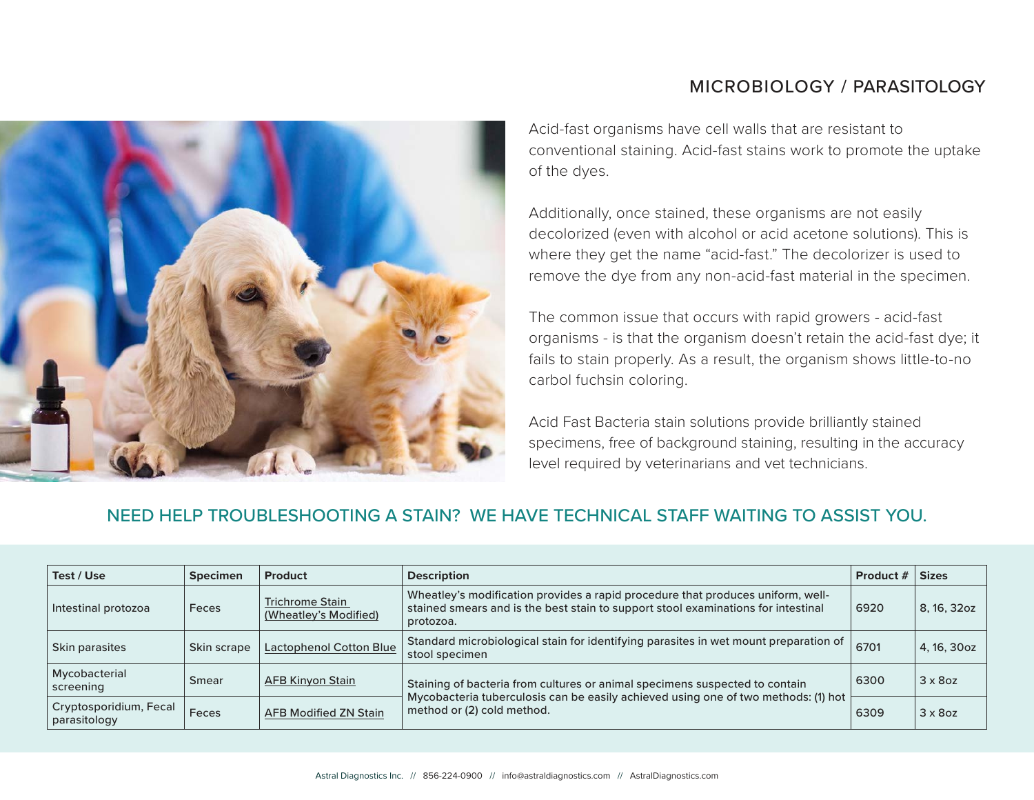## MICROBIOLOGY / PARASITOLOGY

Acid-fast organisms have cell walls that are resistant to conventional staining. Acid-fast stains work to promote the uptake of the dyes.

Additionally, once stained, these organisms are not easily decolorized (even with alcohol or acid acetone solutions). This is where they get the name "acid-fast." The decolorizer is used to remove the dye from any non-acid-fast material in the specimen.

The common issue that occurs with rapid growers - acid-fast organisms - is that the organism doesn't retain the acid-fast dye; it fails to stain properly. As a result, the organism shows little-to-no carbol fuchsin coloring.

Acid Fast Bacteria stain solutions provide brilliantly stained specimens, free of background staining, resulting in the accuracy level required by veterinarians and vet technicians.

### NEED HELP TROUBLESHOOTING A STAIN? WE HAVE TECHNICAL STAFF WAITING TO ASSIST YOU.

| Test / Use | Specimen | Product | Description | Product # | Sizes |
|---|---|---|---|---|---|
| Intestinal protozoa | Feces | Trichrome Stain (Wheatley's Modified) | Wheatley's modification provides a rapid procedure that produces uniform, well-stained smears and is the best stain to support stool examinations for intestinal protozoa. | 6920 | 8, 16, 32oz |
| Skin parasites | Skin scrape | Lactophenol Cotton Blue | Standard microbiological stain for identifying parasites in wet mount preparation of stool specimen | 6701 | 4, 16, 30oz |
| Mycobacterial screening | Smear | AFB Kinyon Stain | Staining of bacteria from cultures or animal specimens suspected to contain Mycobacteria tuberculosis can be easily achieved using one of two methods: (1) hot method or (2) cold method. | 6300 | 3 x 8oz |
| Cryptosporidium, Fecal parasitology | Feces | AFB Modified ZN Stain | | 6309 | 3 x 8oz |

Astral Diagnostics Inc. // 856-224-0900 // info@astraldiagnostics.com // AstralDiagnostics.com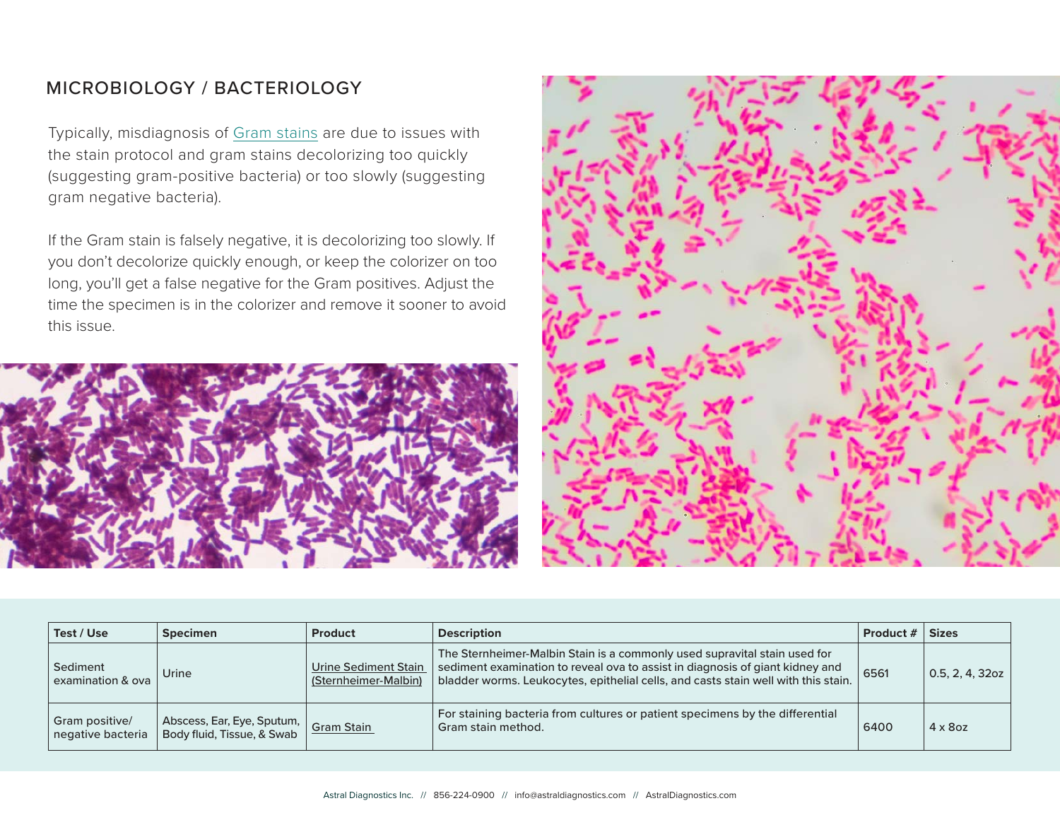## MICROBIOLOGY / BACTERIOLOGY

Typically, misdiagnosis of Gram stains are due to issues with the stain protocol and gram stains decolorizing too quickly (suggesting gram-positive bacteria) or too slowly (suggesting gram negative bacteria).

If the Gram stain is falsely negative, it is decolorizing too slowly. If you don't decolorize quickly enough, or keep the colorizer on too long, you'll get a false negative for the Gram positives. Adjust the time the specimen is in the colorizer and remove it sooner to avoid this issue.

| Test / Use | Specimen | Product | Description | Product # | Sizes |
|---|---|---|---|---|---|
| Sediment examination & ova | Urine | Urine Sediment Stain (Sternheimer-Malbin) | The Sternheimer-Malbin Stain is a commonly used supravital stain used for sediment examination to reveal ova to assist in diagnosis of giant kidney and bladder worms. Leukocytes, epithelial cells, and casts stain well with this stain. | 6561 | 0.5, 2, 4, 32oz |
| Gram positive/ negative bacteria | Abscess, Ear, Eye, Sputum, Body fluid, Tissue, & Swab | Gram Stain | For staining bacteria from cultures or patient specimens by the differential Gram stain method. | 6400 | 4 x 8oz |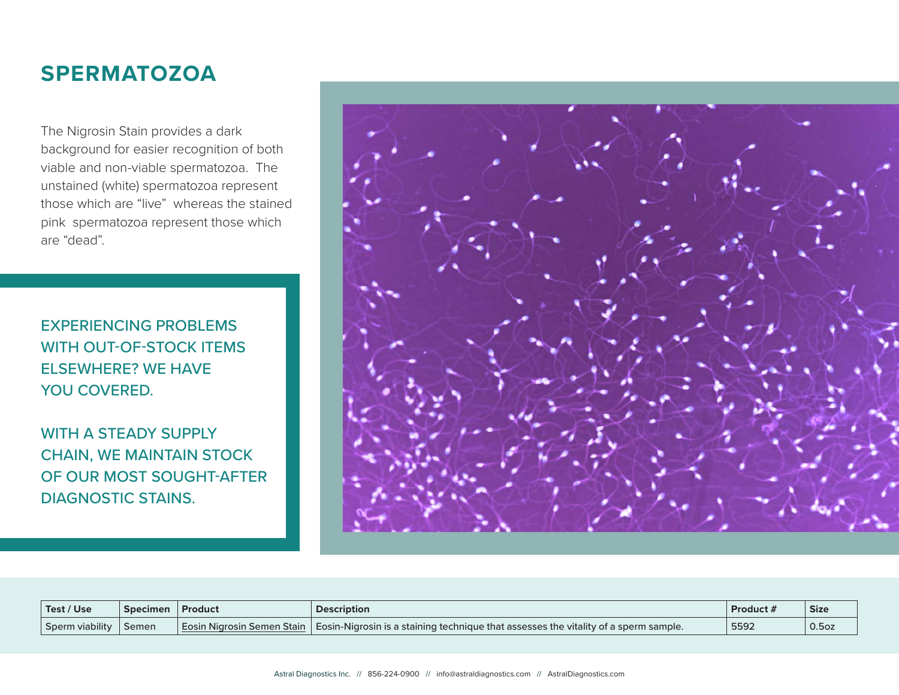# SPERMATOZOA

The Nigrosin Stain provides a dark background for easier recognition of both viable and non-viable spermatozoa. The unstained (white) spermatozoa represent those which are "live" whereas the stained pink spermatozoa represent those which are "dead".

EXPERIENCING PROBLEMS WITH OUT-OF-STOCK ITEMS ELSEWHERE? WE HAVE YOU COVERED.

WITH A STEADY SUPPLY CHAIN, WE MAINTAIN STOCK OF OUR MOST SOUGHT-AFTER DIAGNOSTIC STAINS.

| Test / Use | Specimen | Product | Description | Product # | Size |
|---|---|---|---|---|---|
| Sperm viability | Semen | Eosin Nigrosin Semen Stain | Eosin-Nigrosin is a staining technique that assesses the vitality of a sperm sample. | 5592 | 0.5oz |

Astral Diagnostics Inc. // 856-224-0900 // info@astraldiagnostics.com // AstralDiagnostics.com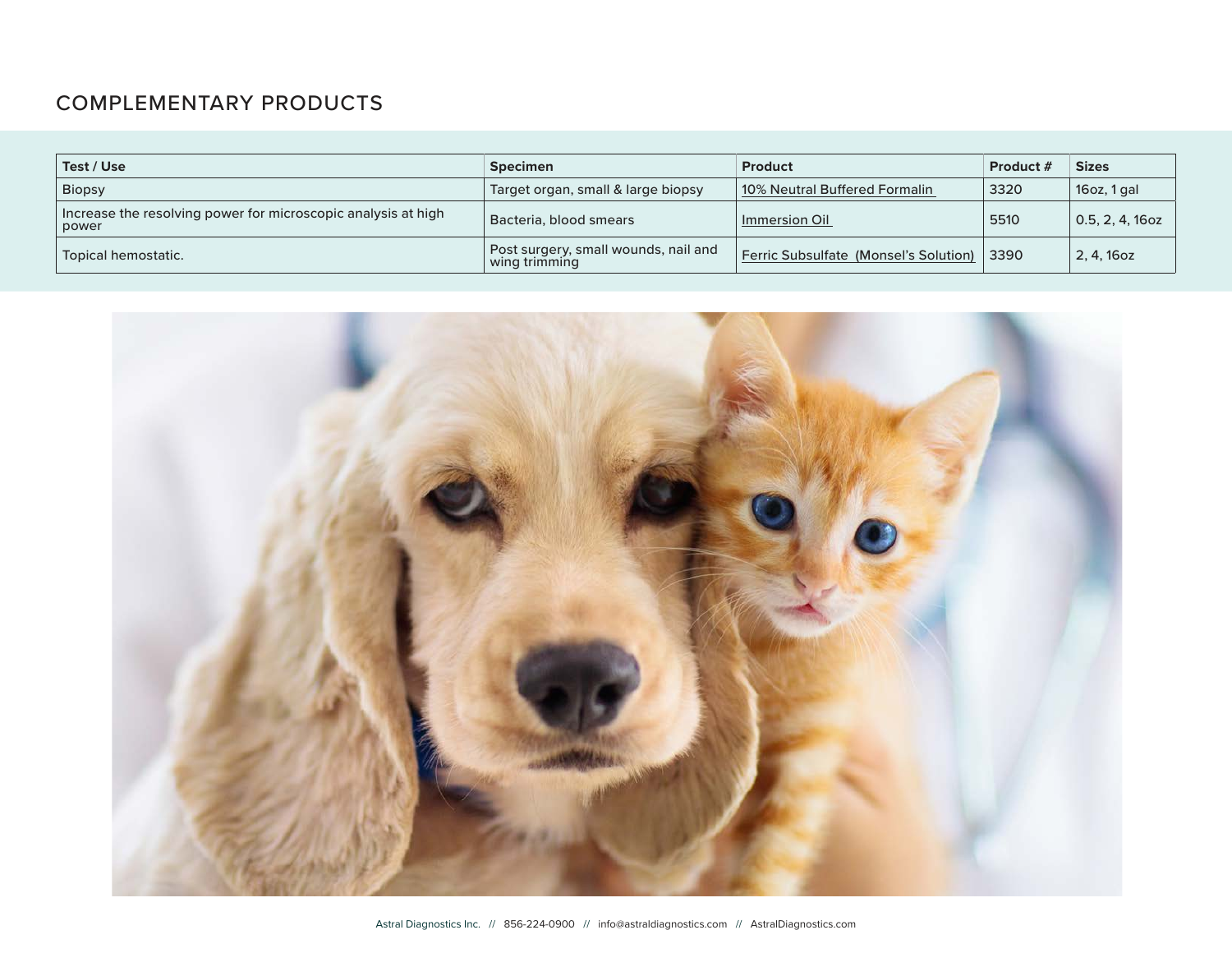## COMPLEMENTARY PRODUCTS

| Test / Use | Specimen | Product | Product # | Sizes |
|---|---|---|---|---|
| Biopsy | Target organ, small & large biopsy | 10% Neutral Buffered Formalin | 3320 | 16oz, 1 gal |
| Increase the resolving power for microscopic analysis at high power | Bacteria, blood smears | Immersion Oil | 5510 | 0.5, 2, 4, 16oz |
| Topical hemostatic. | Post surgery, small wounds, nail and wing trimming | Ferric Subsulfate (Monsel's Solution) | 3390 | 2, 4, 16oz |

Astral Diagnostics Inc. // 856-224-0900 // info@astraldiagnostics.com // AstralDiagnostics.com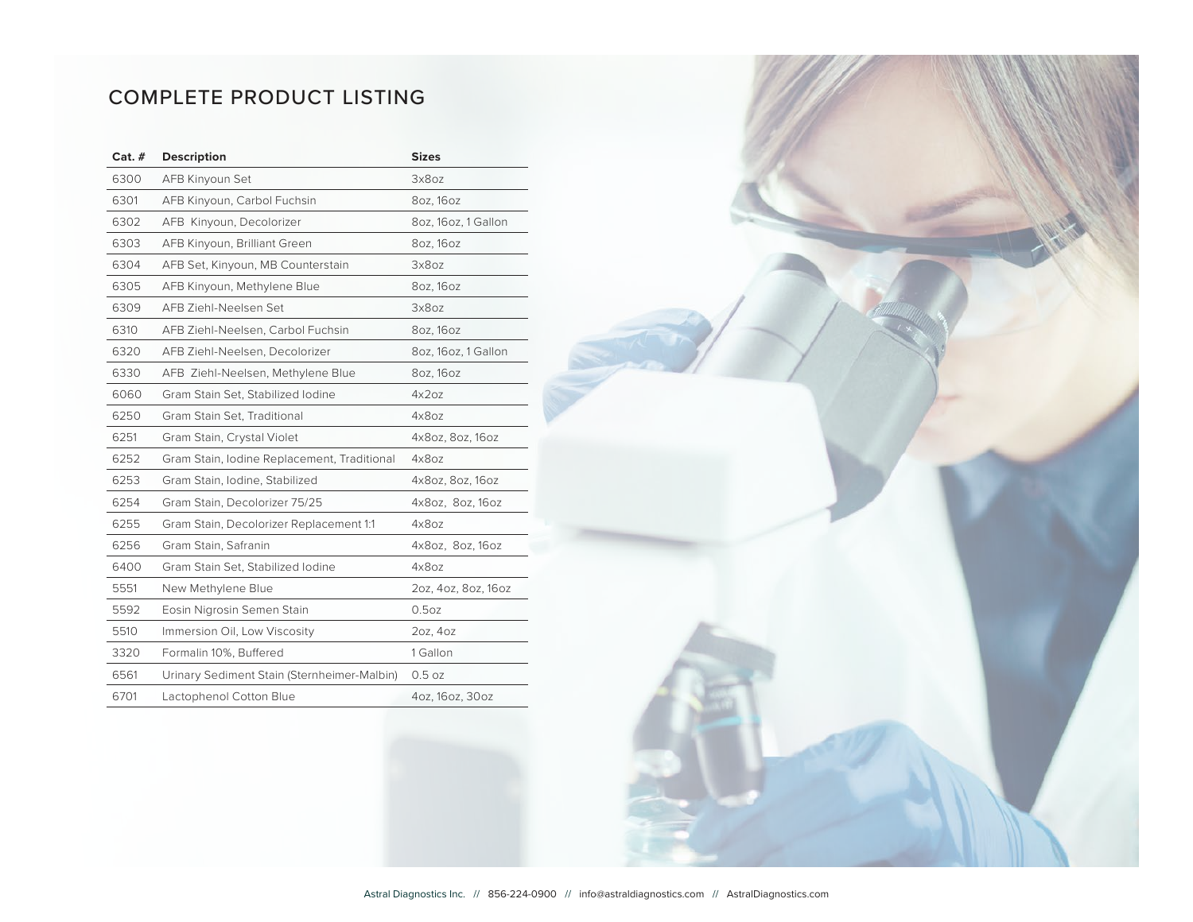# COMPLETE PRODUCT LISTING

| Cat. # | Description | Sizes |
|---|---|---|
| 6300 | AFB Kinyoun Set | 3x8oz |
| 6301 | AFB Kinyoun, Carbol Fuchsin | 8oz, 16oz |
| 6302 | AFB Kinyoun, Decolorizer | 8oz, 16oz, 1 Gallon |
| 6303 | AFB Kinyoun, Brilliant Green | 8oz, 16oz |
| 6304 | AFB Set, Kinyoun, MB Counterstain | 3x8oz |
| 6305 | AFB Kinyoun, Methylene Blue | 8oz, 16oz |
| 6309 | AFB Ziehl-Neelsen Set | 3x8oz |
| 6310 | AFB Ziehl-Neelsen, Carbol Fuchsin | 8oz, 16oz |
| 6320 | AFB Ziehl-Neelsen, Decolorizer | 8oz, 16oz, 1 Gallon |
| 6330 | AFB Ziehl-Neelsen, Methylene Blue | 8oz, 16oz |
| 6060 | Gram Stain Set, Stabilized Iodine | 4x2oz |
| 6250 | Gram Stain Set, Traditional | 4x8oz |
| 6251 | Gram Stain, Crystal Violet | 4x8oz, 8oz, 16oz |
| 6252 | Gram Stain, Iodine Replacement, Traditional | 4x8oz |
| 6253 | Gram Stain, Iodine, Stabilized | 4x8oz, 8oz, 16oz |
| 6254 | Gram Stain, Decolorizer 75/25 | 4x8oz, 8oz, 16oz |
| 6255 | Gram Stain, Decolorizer Replacement 1:1 | 4x8oz |
| 6256 | Gram Stain, Safranin | 4x8oz, 8oz, 16oz |
| 6400 | Gram Stain Set, Stabilized Iodine | 4x8oz |
| 5551 | New Methylene Blue | 2oz, 4oz, 8oz, 16oz |
| 5592 | Eosin Nigrosin Semen Stain | 0.5oz |
| 5510 | Immersion Oil, Low Viscosity | 2oz, 4oz |
| 3320 | Formalin 10%, Buffered | 1 Gallon |
| 6561 | Urinary Sediment Stain (Sternheimer-Malbin) | 0.5 oz |
| 6701 | Lactophenol Cotton Blue | 4oz, 16oz, 30oz |

Astral Diagnostics Inc. // 856-224-0900 // info@astraldiagnostics.com // AstralDiagnostics.com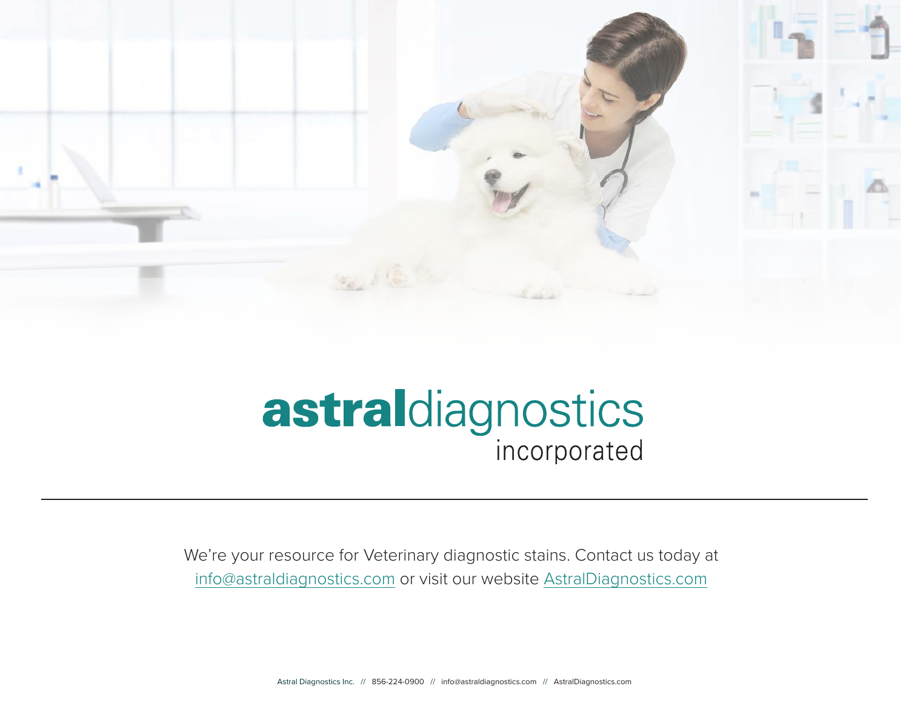**astral**diagnostics
incorporated

---

We’re your resource for Veterinary diagnostic stains. Contact us today at info@astraldiagnostics.com or visit our website AstralDiagnostics.com

Astral Diagnostics Inc. // 856-224-0900 // info@astraldiagnostics.com // AstralDiagnostics.com